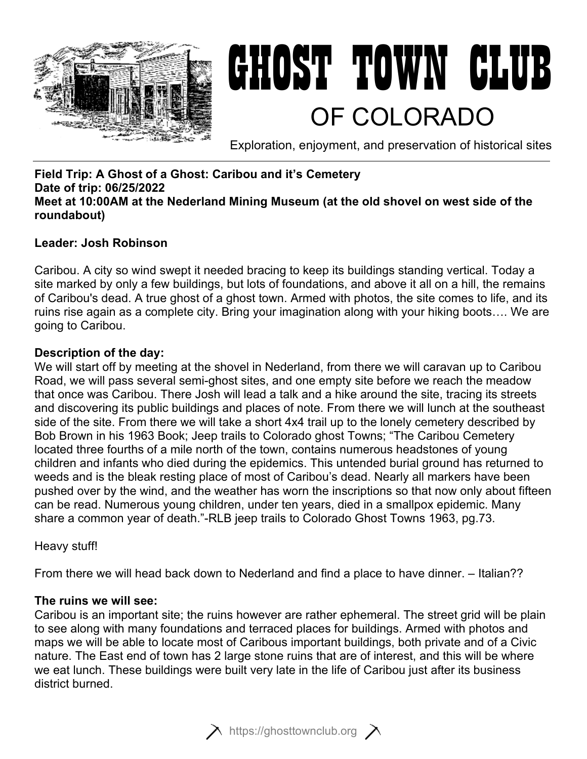# GHOST TOWN CLUB

## OF COLORADO

Exploration, enjoyment, and preservation of historical sites

**Field Trip: A Ghost of a Ghost: Caribou and it's Cemetery**
**Date of trip: 06/25/2022**
**Meet at 10:00AM at the Nederland Mining Museum (at the old shovel on west side of the roundabout)**

**Leader: Josh Robinson**

Caribou. A city so wind swept it needed bracing to keep its buildings standing vertical. Today a site marked by only a few buildings, but lots of foundations, and above it all on a hill, the remains of Caribou's dead. A true ghost of a ghost town. Armed with photos, the site comes to life, and its ruins rise again as a complete city. Bring your imagination along with your hiking boots…. We are going to Caribou.

**Description of the day:**
We will start off by meeting at the shovel in Nederland, from there we will caravan up to Caribou Road, we will pass several semi-ghost sites, and one empty site before we reach the meadow that once was Caribou. There Josh will lead a talk and a hike around the site, tracing its streets and discovering its public buildings and places of note. From there we will lunch at the southeast side of the site. From there we will take a short 4x4 trail up to the lonely cemetery described by Bob Brown in his 1963 Book; Jeep trails to Colorado ghost Towns; "The Caribou Cemetery located three fourths of a mile north of the town, contains numerous headstones of young children and infants who died during the epidemics. This untended burial ground has returned to weeds and is the bleak resting place of most of Caribou's dead. Nearly all markers have been pushed over by the wind, and the weather has worn the inscriptions so that now only about fifteen can be read. Numerous young children, under ten years, died in a smallpox epidemic. Many share a common year of death."-RLB jeep trails to Colorado Ghost Towns 1963, pg.73.

Heavy stuff!

From there we will head back down to Nederland and find a place to have dinner. – Italian??

**The ruins we will see:**
Caribou is an important site; the ruins however are rather ephemeral. The street grid will be plain to see along with many foundations and terraced places for buildings. Armed with photos and maps we will be able to locate most of Caribous important buildings, both private and of a Civic nature. The East end of town has 2 large stone ruins that are of interest, and this will be where we eat lunch. These buildings were built very late in the life of Caribou just after its business district burned.

https://ghosttownclub.org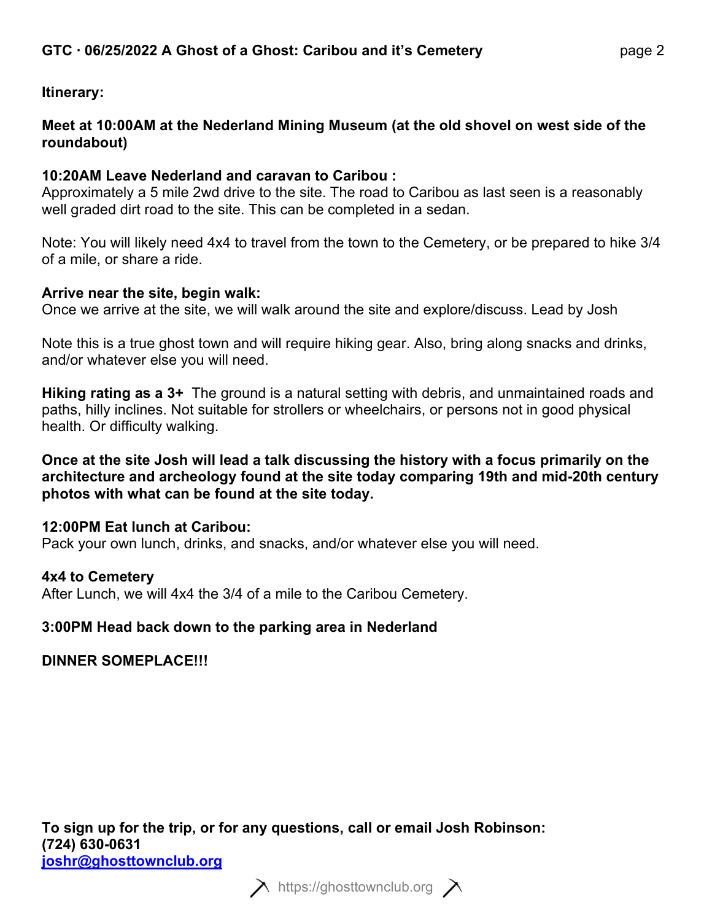**Itinerary:**

**Meet at 10:00AM at the Nederland Mining Museum (at the old shovel on west side of the roundabout)**

**10:20AM Leave Nederland and caravan to Caribou :**
Approximately a 5 mile 2wd drive to the site. The road to Caribou as last seen is a reasonably well graded dirt road to the site. This can be completed in a sedan.

Note: You will likely need 4x4 to travel from the town to the Cemetery, or be prepared to hike 3/4 of a mile, or share a ride.

**Arrive near the site, begin walk:**
Once we arrive at the site, we will walk around the site and explore/discuss. Lead by Josh

Note this is a true ghost town and will require hiking gear. Also, bring along snacks and drinks, and/or whatever else you will need.

**Hiking rating as a 3+** The ground is a natural setting with debris, and unmaintained roads and paths, hilly inclines. Not suitable for strollers or wheelchairs, or persons not in good physical health. Or difficulty walking.

**Once at the site Josh will lead a talk discussing the history with a focus primarily on the architecture and archeology found at the site today comparing 19th and mid-20th century photos with what can be found at the site today.**

**12:00PM Eat lunch at Caribou:**
Pack your own lunch, drinks, and snacks, and/or whatever else you will need.

**4x4 to Cemetery**
After Lunch, we will 4x4 the 3/4 of a mile to the Caribou Cemetery.

**3:00PM Head back down to the parking area in Nederland**

**DINNER SOMEPLACE!!!**

**To sign up for the trip, or for any questions, call or email Josh Robinson:**
**(724) 630-0631**
**[joshr@ghosttownclub.org](mailto:joshr@ghosttownclub.org)**